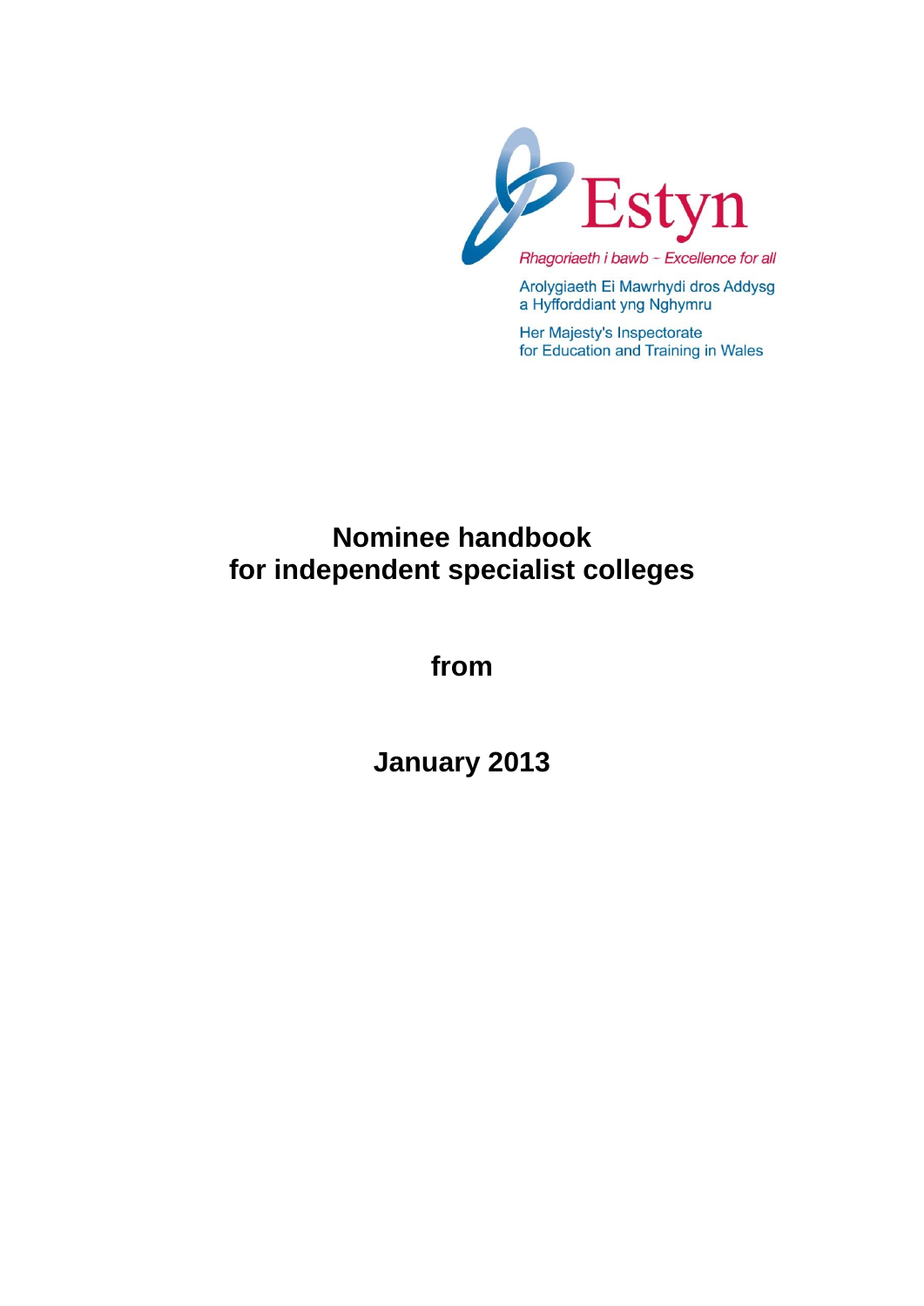Estyn

*Rhagoriaeth i bawb – Excellence for all*

Arolygiaeth Ei Mawrhydi dros Addysg a Hyfforddiant yng Nghymru

Her Majesty's Inspectorate for Education and Training in Wales

# Nominee handbook for independent specialist colleges

**from**

**January 2013**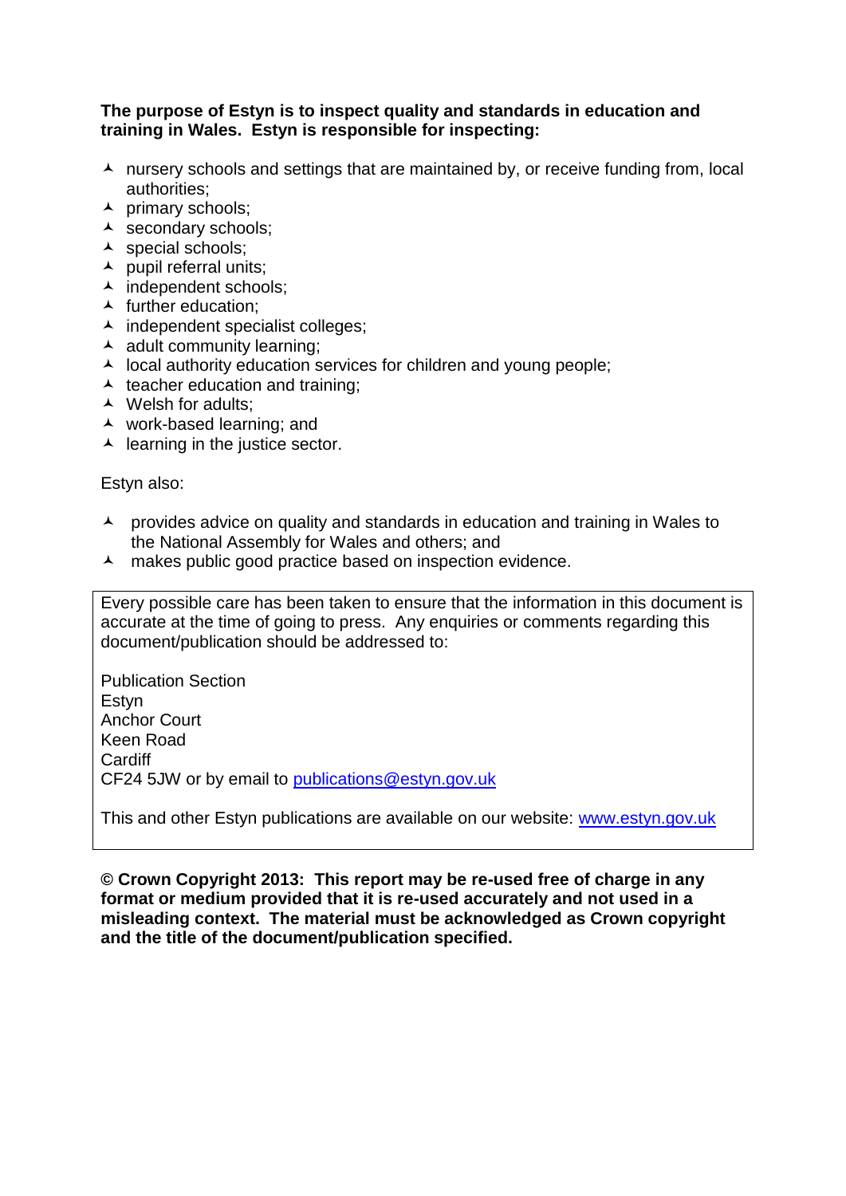**The purpose of Estyn is to inspect quality and standards in education and training in Wales. Estyn is responsible for inspecting:**

- nursery schools and settings that are maintained by, or receive funding from, local authorities;
- primary schools;
- secondary schools;
- special schools;
- pupil referral units;
- independent schools;
- further education;
- independent specialist colleges;
- adult community learning;
- local authority education services for children and young people;
- teacher education and training;
- Welsh for adults;
- work-based learning; and
- learning in the justice sector.

Estyn also:

- provides advice on quality and standards in education and training in Wales to the National Assembly for Wales and others; and
- makes public good practice based on inspection evidence.

Every possible care has been taken to ensure that the information in this document is accurate at the time of going to press. Any enquiries or comments regarding this document/publication should be addressed to:

Publication Section
Estyn
Anchor Court
Keen Road
Cardiff
CF24 5JW or by email to publications@estyn.gov.uk

This and other Estyn publications are available on our website: www.estyn.gov.uk

**© Crown Copyright 2013: This report may be re-used free of charge in any format or medium provided that it is re-used accurately and not used in a misleading context. The material must be acknowledged as Crown copyright and the title of the document/publication specified.**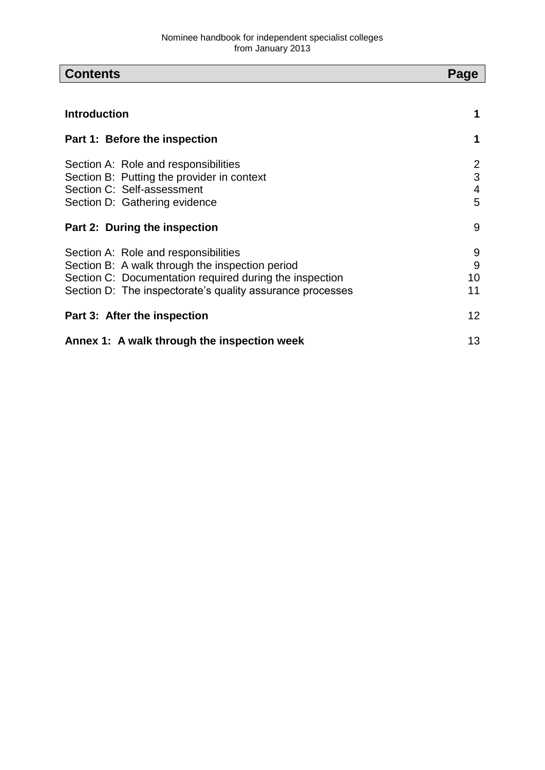| Contents | Page |
|---|---|
| **Introduction** | **1** |
| **Part 1: Before the inspection** | **1** |
| Section A: Role and responsibilities | 2 |
| Section B: Putting the provider in context | 3 |
| Section C: Self-assessment | 4 |
| Section D: Gathering evidence | 5 |
| **Part 2: During the inspection** | 9 |
| Section A: Role and responsibilities | 9 |
| Section B: A walk through the inspection period | 9 |
| Section C: Documentation required during the inspection | 10 |
| Section D: The inspectorate's quality assurance processes | 11 |
| **Part 3: After the inspection** | 12 |
| **Annex 1: A walk through the inspection week** | 13 |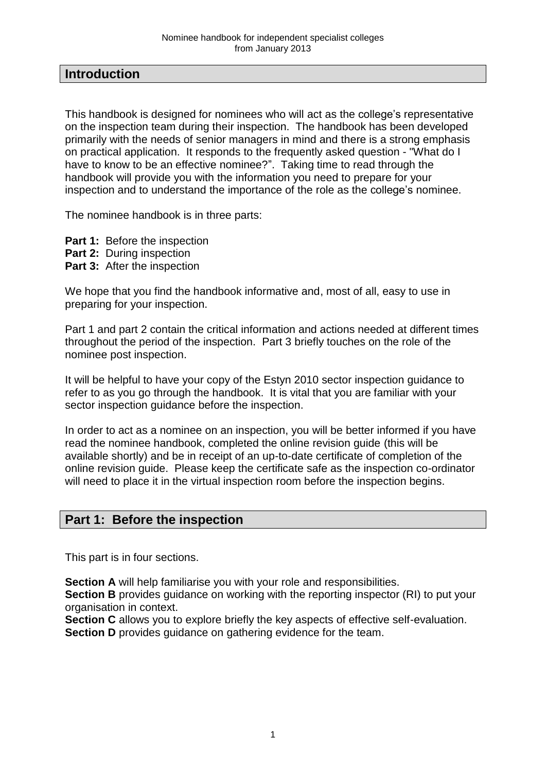## Introduction

This handbook is designed for nominees who will act as the college's representative on the inspection team during their inspection. The handbook has been developed primarily with the needs of senior managers in mind and there is a strong emphasis on practical application. It responds to the frequently asked question - "What do I have to know to be an effective nominee?". Taking time to read through the handbook will provide you with the information you need to prepare for your inspection and to understand the importance of the role as the college's nominee.

The nominee handbook is in three parts:

**Part 1:** Before the inspection
**Part 2:** During inspection
**Part 3:** After the inspection

We hope that you find the handbook informative and, most of all, easy to use in preparing for your inspection.

Part 1 and part 2 contain the critical information and actions needed at different times throughout the period of the inspection. Part 3 briefly touches on the role of the nominee post inspection.

It will be helpful to have your copy of the Estyn 2010 sector inspection guidance to refer to as you go through the handbook. It is vital that you are familiar with your sector inspection guidance before the inspection.

In order to act as a nominee on an inspection, you will be better informed if you have read the nominee handbook, completed the online revision guide (this will be available shortly) and be in receipt of an up-to-date certificate of completion of the online revision guide. Please keep the certificate safe as the inspection co-ordinator will need to place it in the virtual inspection room before the inspection begins.

## Part 1: Before the inspection

This part is in four sections.

**Section A** will help familiarise you with your role and responsibilities.
**Section B** provides guidance on working with the reporting inspector (RI) to put your organisation in context.
**Section C** allows you to explore briefly the key aspects of effective self-evaluation.
**Section D** provides guidance on gathering evidence for the team.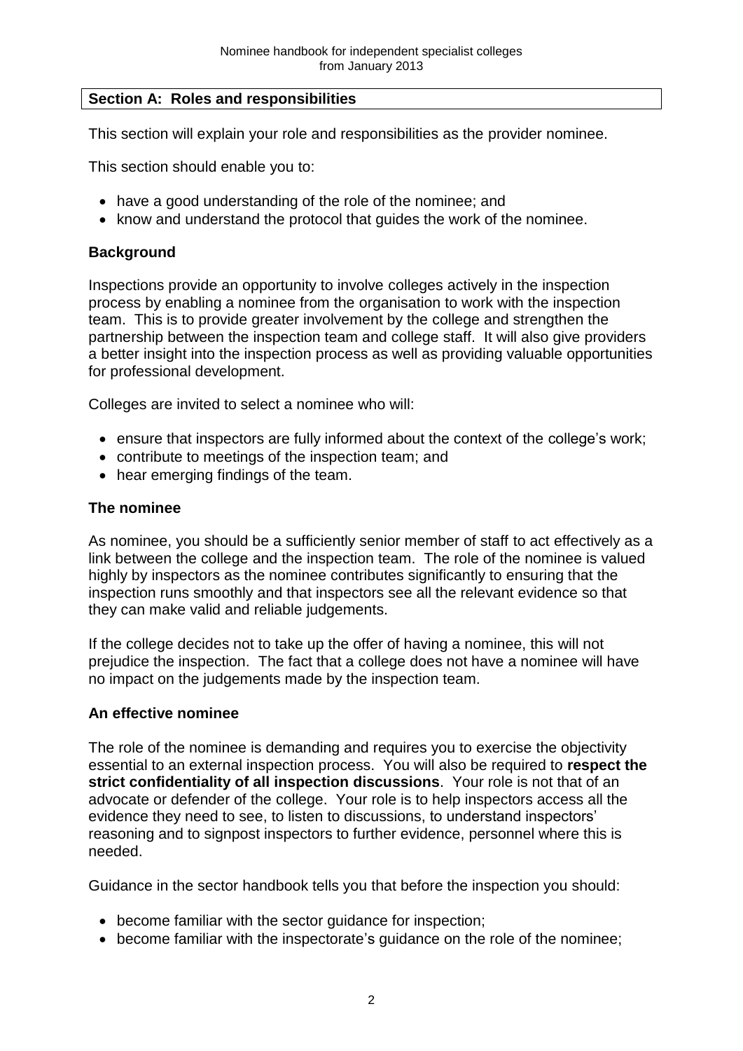## Section A: Roles and responsibilities

This section will explain your role and responsibilities as the provider nominee.

This section should enable you to:

- have a good understanding of the role of the nominee; and
- know and understand the protocol that guides the work of the nominee.

### Background

Inspections provide an opportunity to involve colleges actively in the inspection process by enabling a nominee from the organisation to work with the inspection team. This is to provide greater involvement by the college and strengthen the partnership between the inspection team and college staff. It will also give providers a better insight into the inspection process as well as providing valuable opportunities for professional development.

Colleges are invited to select a nominee who will:

- ensure that inspectors are fully informed about the context of the college's work;
- contribute to meetings of the inspection team; and
- hear emerging findings of the team.

### The nominee

As nominee, you should be a sufficiently senior member of staff to act effectively as a link between the college and the inspection team. The role of the nominee is valued highly by inspectors as the nominee contributes significantly to ensuring that the inspection runs smoothly and that inspectors see all the relevant evidence so that they can make valid and reliable judgements.

If the college decides not to take up the offer of having a nominee, this will not prejudice the inspection. The fact that a college does not have a nominee will have no impact on the judgements made by the inspection team.

### An effective nominee

The role of the nominee is demanding and requires you to exercise the objectivity essential to an external inspection process. You will also be required to **respect the strict confidentiality of all inspection discussions**. Your role is not that of an advocate or defender of the college. Your role is to help inspectors access all the evidence they need to see, to listen to discussions, to understand inspectors' reasoning and to signpost inspectors to further evidence, personnel where this is needed.

Guidance in the sector handbook tells you that before the inspection you should:

- become familiar with the sector guidance for inspection;
- become familiar with the inspectorate's guidance on the role of the nominee;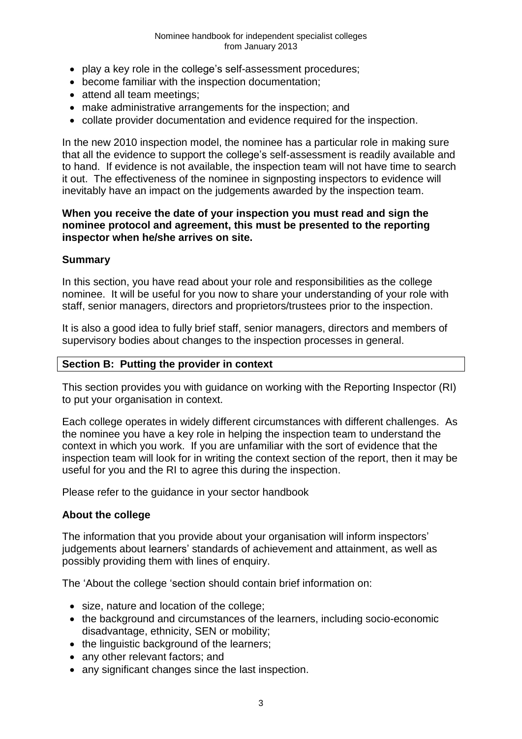- play a key role in the college's self-assessment procedures;
- become familiar with the inspection documentation;
- attend all team meetings;
- make administrative arrangements for the inspection; and
- collate provider documentation and evidence required for the inspection.

In the new 2010 inspection model, the nominee has a particular role in making sure that all the evidence to support the college's self-assessment is readily available and to hand. If evidence is not available, the inspection team will not have time to search it out. The effectiveness of the nominee in signposting inspectors to evidence will inevitably have an impact on the judgements awarded by the inspection team.

**When you receive the date of your inspection you must read and sign the nominee protocol and agreement, this must be presented to the reporting inspector when he/she arrives on site.**

**Summary**

In this section, you have read about your role and responsibilities as the college nominee. It will be useful for you now to share your understanding of your role with staff, senior managers, directors and proprietors/trustees prior to the inspection.

It is also a good idea to fully brief staff, senior managers, directors and members of supervisory bodies about changes to the inspection processes in general.

## Section B: Putting the provider in context

This section provides you with guidance on working with the Reporting Inspector (RI) to put your organisation in context.

Each college operates in widely different circumstances with different challenges. As the nominee you have a key role in helping the inspection team to understand the context in which you work. If you are unfamiliar with the sort of evidence that the inspection team will look for in writing the context section of the report, then it may be useful for you and the RI to agree this during the inspection.

Please refer to the guidance in your sector handbook

**About the college**

The information that you provide about your organisation will inform inspectors' judgements about learners' standards of achievement and attainment, as well as possibly providing them with lines of enquiry.

The 'About the college 'section should contain brief information on:

- size, nature and location of the college;
- the background and circumstances of the learners, including socio-economic disadvantage, ethnicity, SEN or mobility;
- the linguistic background of the learners;
- any other relevant factors; and
- any significant changes since the last inspection.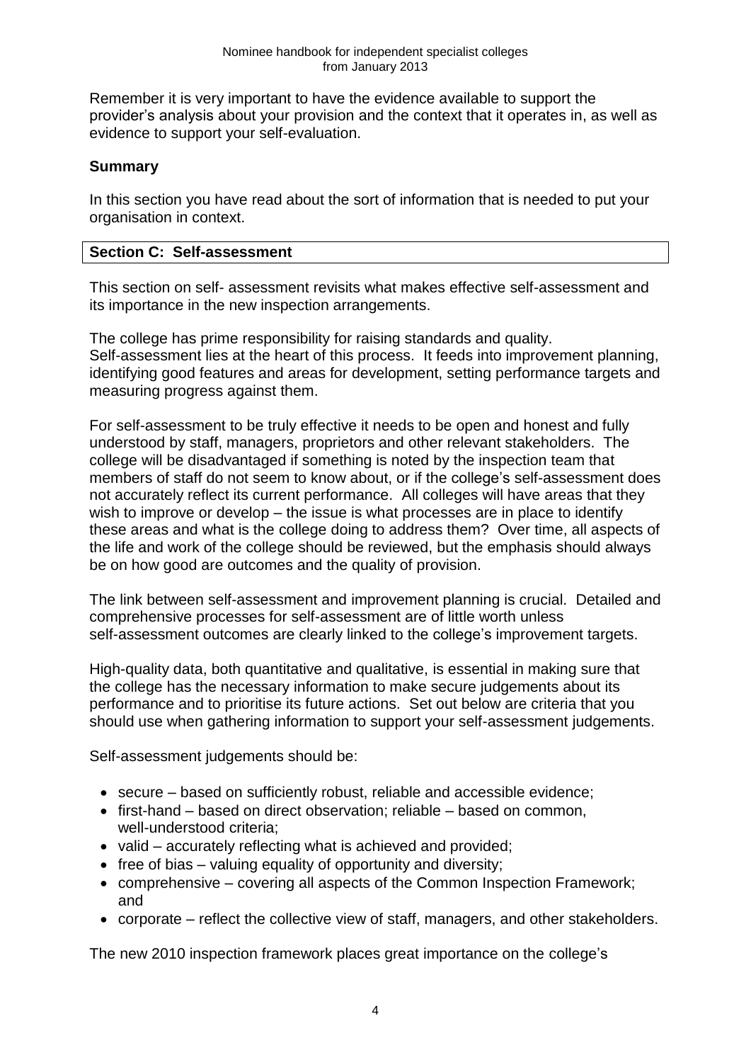Remember it is very important to have the evidence available to support the provider's analysis about your provision and the context that it operates in, as well as evidence to support your self-evaluation.

**Summary**

In this section you have read about the sort of information that is needed to put your organisation in context.

## Section C: Self-assessment

This section on self- assessment revisits what makes effective self-assessment and its importance in the new inspection arrangements.

The college has prime responsibility for raising standards and quality. Self-assessment lies at the heart of this process. It feeds into improvement planning, identifying good features and areas for development, setting performance targets and measuring progress against them.

For self-assessment to be truly effective it needs to be open and honest and fully understood by staff, managers, proprietors and other relevant stakeholders. The college will be disadvantaged if something is noted by the inspection team that members of staff do not seem to know about, or if the college's self-assessment does not accurately reflect its current performance. All colleges will have areas that they wish to improve or develop – the issue is what processes are in place to identify these areas and what is the college doing to address them? Over time, all aspects of the life and work of the college should be reviewed, but the emphasis should always be on how good are outcomes and the quality of provision.

The link between self-assessment and improvement planning is crucial. Detailed and comprehensive processes for self-assessment are of little worth unless self-assessment outcomes are clearly linked to the college's improvement targets.

High-quality data, both quantitative and qualitative, is essential in making sure that the college has the necessary information to make secure judgements about its performance and to prioritise its future actions. Set out below are criteria that you should use when gathering information to support your self-assessment judgements.

Self-assessment judgements should be:

- secure – based on sufficiently robust, reliable and accessible evidence;
- first-hand – based on direct observation; reliable – based on common, well-understood criteria;
- valid – accurately reflecting what is achieved and provided;
- free of bias – valuing equality of opportunity and diversity;
- comprehensive – covering all aspects of the Common Inspection Framework; and
- corporate – reflect the collective view of staff, managers, and other stakeholders.

The new 2010 inspection framework places great importance on the college's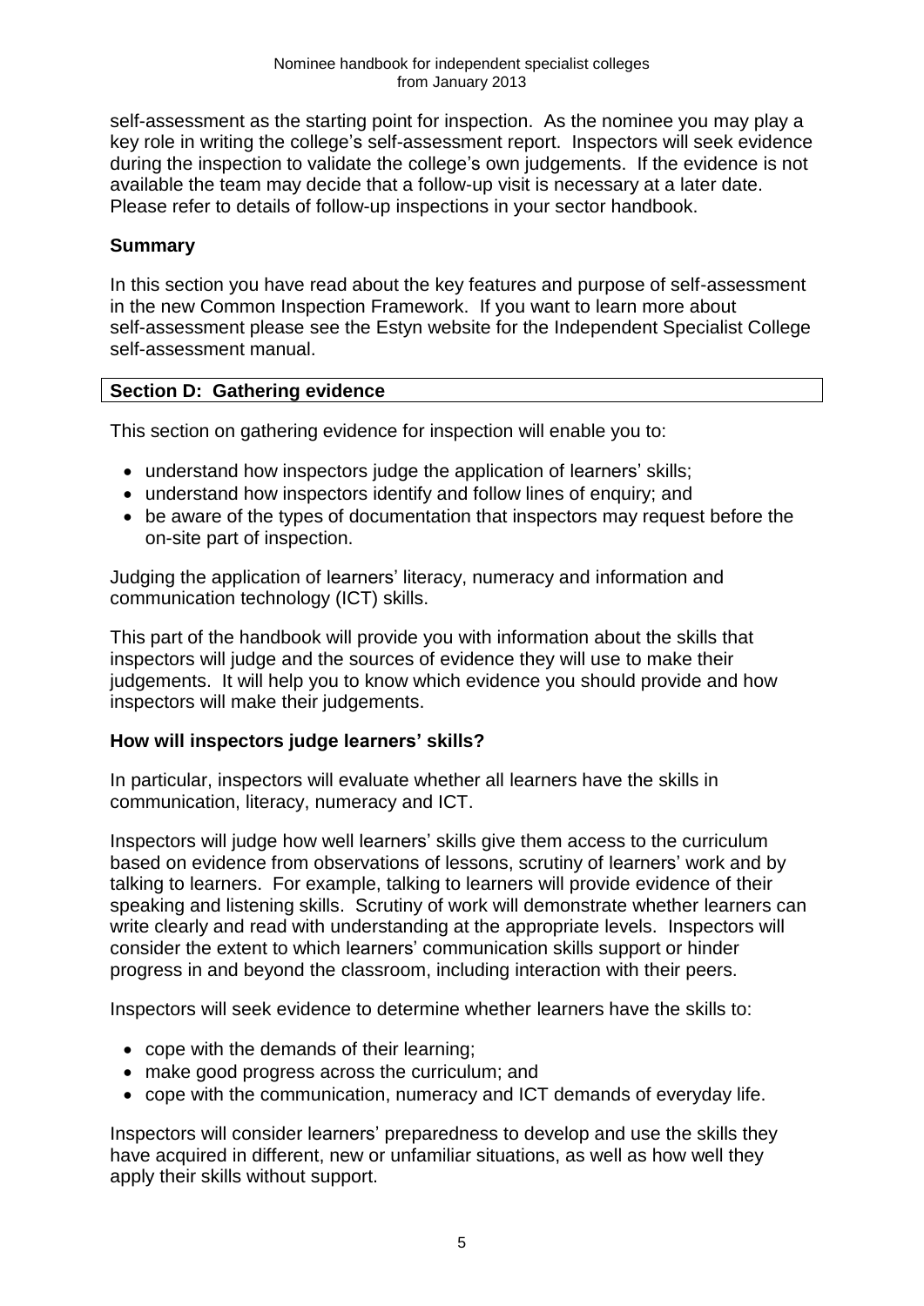self-assessment as the starting point for inspection. As the nominee you may play a key role in writing the college's self-assessment report. Inspectors will seek evidence during the inspection to validate the college's own judgements. If the evidence is not available the team may decide that a follow-up visit is necessary at a later date. Please refer to details of follow-up inspections in your sector handbook.

### Summary

In this section you have read about the key features and purpose of self-assessment in the new Common Inspection Framework. If you want to learn more about self-assessment please see the Estyn website for the Independent Specialist College self-assessment manual.

## Section D: Gathering evidence

This section on gathering evidence for inspection will enable you to:

- understand how inspectors judge the application of learners' skills;
- understand how inspectors identify and follow lines of enquiry; and
- be aware of the types of documentation that inspectors may request before the on-site part of inspection.

Judging the application of learners' literacy, numeracy and information and communication technology (ICT) skills.

This part of the handbook will provide you with information about the skills that inspectors will judge and the sources of evidence they will use to make their judgements. It will help you to know which evidence you should provide and how inspectors will make their judgements.

### How will inspectors judge learners' skills?

In particular, inspectors will evaluate whether all learners have the skills in communication, literacy, numeracy and ICT.

Inspectors will judge how well learners' skills give them access to the curriculum based on evidence from observations of lessons, scrutiny of learners' work and by talking to learners. For example, talking to learners will provide evidence of their speaking and listening skills. Scrutiny of work will demonstrate whether learners can write clearly and read with understanding at the appropriate levels. Inspectors will consider the extent to which learners' communication skills support or hinder progress in and beyond the classroom, including interaction with their peers.

Inspectors will seek evidence to determine whether learners have the skills to:

- cope with the demands of their learning;
- make good progress across the curriculum; and
- cope with the communication, numeracy and ICT demands of everyday life.

Inspectors will consider learners' preparedness to develop and use the skills they have acquired in different, new or unfamiliar situations, as well as how well they apply their skills without support.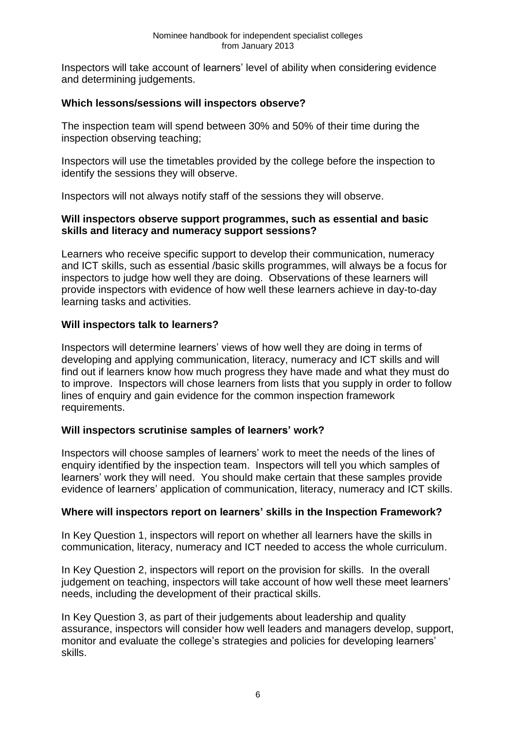Inspectors will take account of learners' level of ability when considering evidence and determining judgements.

### Which lessons/sessions will inspectors observe?

The inspection team will spend between 30% and 50% of their time during the inspection observing teaching;

Inspectors will use the timetables provided by the college before the inspection to identify the sessions they will observe.

Inspectors will not always notify staff of the sessions they will observe.

### Will inspectors observe support programmes, such as essential and basic skills and literacy and numeracy support sessions?

Learners who receive specific support to develop their communication, numeracy and ICT skills, such as essential /basic skills programmes, will always be a focus for inspectors to judge how well they are doing. Observations of these learners will provide inspectors with evidence of how well these learners achieve in day-to-day learning tasks and activities.

### Will inspectors talk to learners?

Inspectors will determine learners' views of how well they are doing in terms of developing and applying communication, literacy, numeracy and ICT skills and will find out if learners know how much progress they have made and what they must do to improve. Inspectors will chose learners from lists that you supply in order to follow lines of enquiry and gain evidence for the common inspection framework requirements.

### Will inspectors scrutinise samples of learners' work?

Inspectors will choose samples of learners' work to meet the needs of the lines of enquiry identified by the inspection team. Inspectors will tell you which samples of learners' work they will need. You should make certain that these samples provide evidence of learners' application of communication, literacy, numeracy and ICT skills.

### Where will inspectors report on learners' skills in the Inspection Framework?

In Key Question 1, inspectors will report on whether all learners have the skills in communication, literacy, numeracy and ICT needed to access the whole curriculum.

In Key Question 2, inspectors will report on the provision for skills. In the overall judgement on teaching, inspectors will take account of how well these meet learners' needs, including the development of their practical skills.

In Key Question 3, as part of their judgements about leadership and quality assurance, inspectors will consider how well leaders and managers develop, support, monitor and evaluate the college's strategies and policies for developing learners' skills.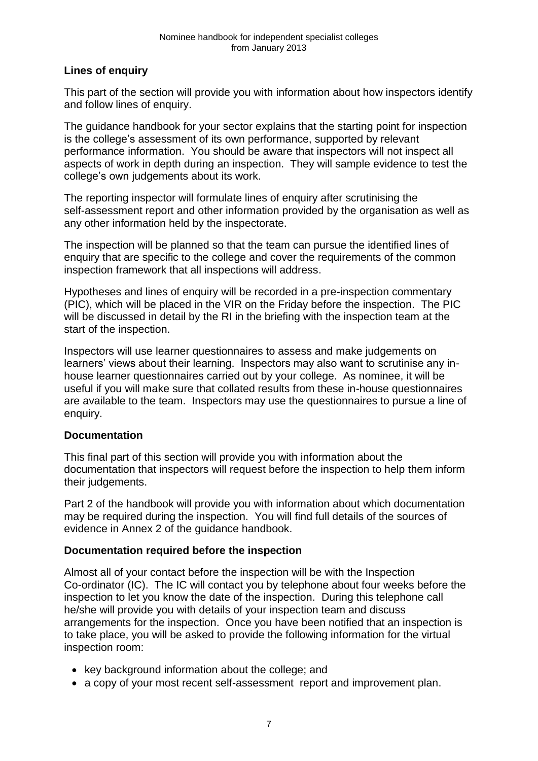## Lines of enquiry

This part of the section will provide you with information about how inspectors identify and follow lines of enquiry.

The guidance handbook for your sector explains that the starting point for inspection is the college's assessment of its own performance, supported by relevant performance information. You should be aware that inspectors will not inspect all aspects of work in depth during an inspection. They will sample evidence to test the college's own judgements about its work.

The reporting inspector will formulate lines of enquiry after scrutinising the self-assessment report and other information provided by the organisation as well as any other information held by the inspectorate.

The inspection will be planned so that the team can pursue the identified lines of enquiry that are specific to the college and cover the requirements of the common inspection framework that all inspections will address.

Hypotheses and lines of enquiry will be recorded in a pre-inspection commentary (PIC), which will be placed in the VIR on the Friday before the inspection. The PIC will be discussed in detail by the RI in the briefing with the inspection team at the start of the inspection.

Inspectors will use learner questionnaires to assess and make judgements on learners' views about their learning. Inspectors may also want to scrutinise any in-house learner questionnaires carried out by your college. As nominee, it will be useful if you will make sure that collated results from these in-house questionnaires are available to the team. Inspectors may use the questionnaires to pursue a line of enquiry.

## Documentation

This final part of this section will provide you with information about the documentation that inspectors will request before the inspection to help them inform their judgements.

Part 2 of the handbook will provide you with information about which documentation may be required during the inspection. You will find full details of the sources of evidence in Annex 2 of the guidance handbook.

## Documentation required before the inspection

Almost all of your contact before the inspection will be with the Inspection Co-ordinator (IC). The IC will contact you by telephone about four weeks before the inspection to let you know the date of the inspection. During this telephone call he/she will provide you with details of your inspection team and discuss arrangements for the inspection. Once you have been notified that an inspection is to take place, you will be asked to provide the following information for the virtual inspection room:

- key background information about the college; and
- a copy of your most recent self-assessment report and improvement plan.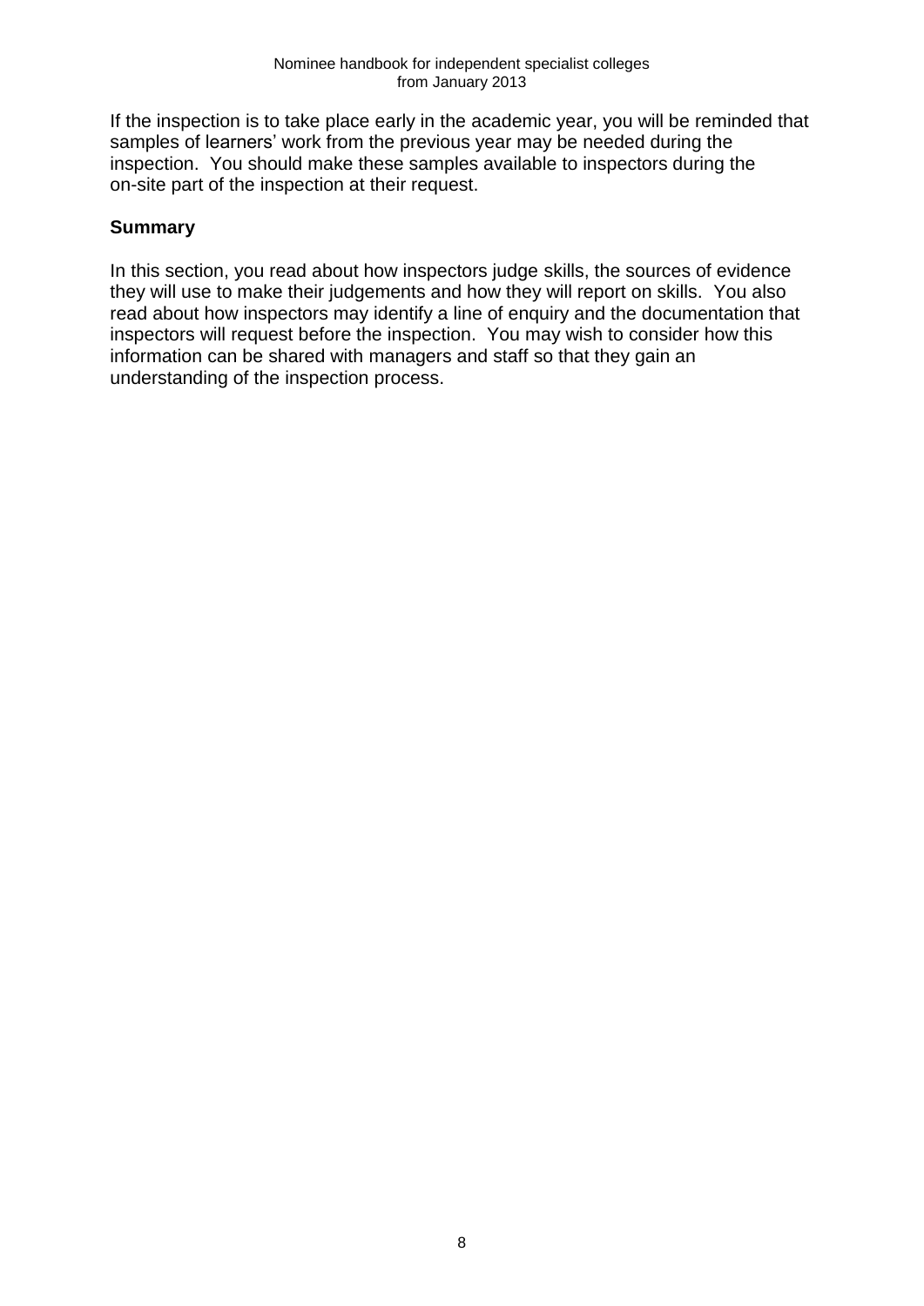If the inspection is to take place early in the academic year, you will be reminded that samples of learners' work from the previous year may be needed during the inspection. You should make these samples available to inspectors during the on-site part of the inspection at their request.

## Summary

In this section, you read about how inspectors judge skills, the sources of evidence they will use to make their judgements and how they will report on skills. You also read about how inspectors may identify a line of enquiry and the documentation that inspectors will request before the inspection. You may wish to consider how this information can be shared with managers and staff so that they gain an understanding of the inspection process.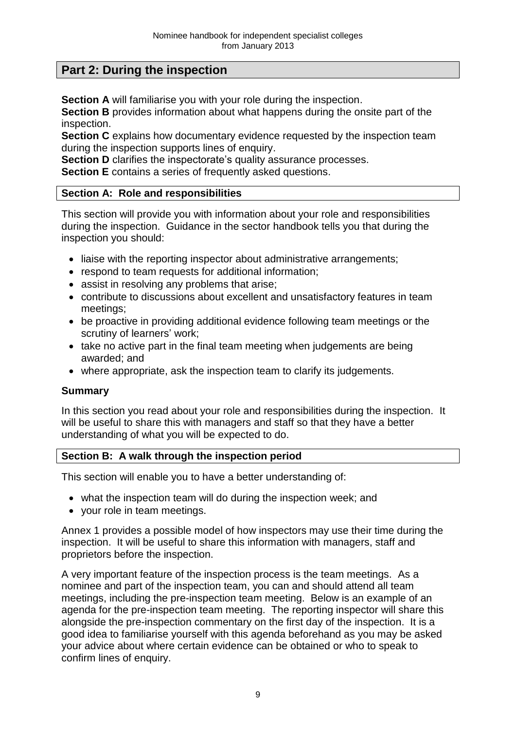## Part 2: During the inspection

**Section A** will familiarise you with your role during the inspection.
**Section B** provides information about what happens during the onsite part of the inspection.
**Section C** explains how documentary evidence requested by the inspection team during the inspection supports lines of enquiry.
**Section D** clarifies the inspectorate's quality assurance processes.
**Section E** contains a series of frequently asked questions.

### Section A: Role and responsibilities

This section will provide you with information about your role and responsibilities during the inspection. Guidance in the sector handbook tells you that during the inspection you should:

- liaise with the reporting inspector about administrative arrangements;
- respond to team requests for additional information;
- assist in resolving any problems that arise;
- contribute to discussions about excellent and unsatisfactory features in team meetings;
- be proactive in providing additional evidence following team meetings or the scrutiny of learners' work;
- take no active part in the final team meeting when judgements are being awarded; and
- where appropriate, ask the inspection team to clarify its judgements.

**Summary**

In this section you read about your role and responsibilities during the inspection. It will be useful to share this with managers and staff so that they have a better understanding of what you will be expected to do.

### Section B: A walk through the inspection period

This section will enable you to have a better understanding of:

- what the inspection team will do during the inspection week; and
- your role in team meetings.

Annex 1 provides a possible model of how inspectors may use their time during the inspection. It will be useful to share this information with managers, staff and proprietors before the inspection.

A very important feature of the inspection process is the team meetings. As a nominee and part of the inspection team, you can and should attend all team meetings, including the pre-inspection team meeting. Below is an example of an agenda for the pre-inspection team meeting. The reporting inspector will share this alongside the pre-inspection commentary on the first day of the inspection. It is a good idea to familiarise yourself with this agenda beforehand as you may be asked your advice about where certain evidence can be obtained or who to speak to confirm lines of enquiry.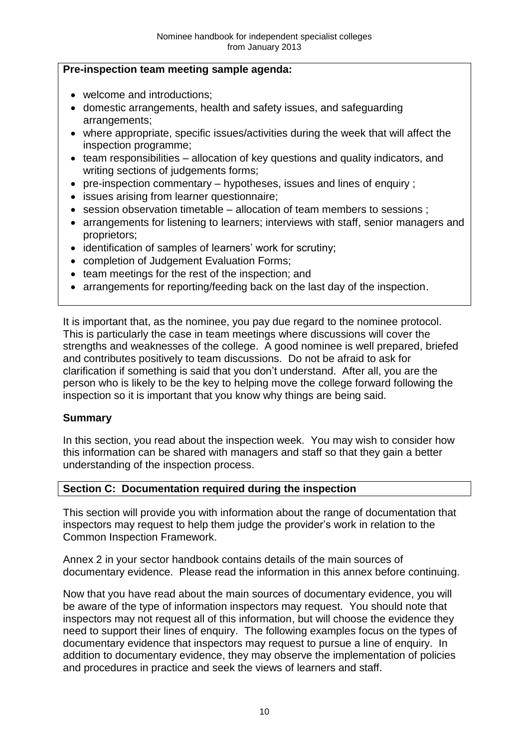**Pre-inspection team meeting sample agenda:**

- welcome and introductions;
- domestic arrangements, health and safety issues, and safeguarding arrangements;
- where appropriate, specific issues/activities during the week that will affect the inspection programme;
- team responsibilities – allocation of key questions and quality indicators, and writing sections of judgements forms;
- pre-inspection commentary – hypotheses, issues and lines of enquiry ;
- issues arising from learner questionnaire;
- session observation timetable – allocation of team members to sessions ;
- arrangements for listening to learners; interviews with staff, senior managers and proprietors;
- identification of samples of learners' work for scrutiny;
- completion of Judgement Evaluation Forms;
- team meetings for the rest of the inspection; and
- arrangements for reporting/feeding back on the last day of the inspection.

It is important that, as the nominee, you pay due regard to the nominee protocol. This is particularly the case in team meetings where discussions will cover the strengths and weaknesses of the college. A good nominee is well prepared, briefed and contributes positively to team discussions. Do not be afraid to ask for clarification if something is said that you don't understand. After all, you are the person who is likely to be the key to helping move the college forward following the inspection so it is important that you know why things are being said.

## Summary

In this section, you read about the inspection week. You may wish to consider how this information can be shared with managers and staff so that they gain a better understanding of the inspection process.

## Section C: Documentation required during the inspection

This section will provide you with information about the range of documentation that inspectors may request to help them judge the provider's work in relation to the Common Inspection Framework.

Annex 2 in your sector handbook contains details of the main sources of documentary evidence. Please read the information in this annex before continuing.

Now that you have read about the main sources of documentary evidence, you will be aware of the type of information inspectors may request. You should note that inspectors may not request all of this information, but will choose the evidence they need to support their lines of enquiry. The following examples focus on the types of documentary evidence that inspectors may request to pursue a line of enquiry. In addition to documentary evidence, they may observe the implementation of policies and procedures in practice and seek the views of learners and staff.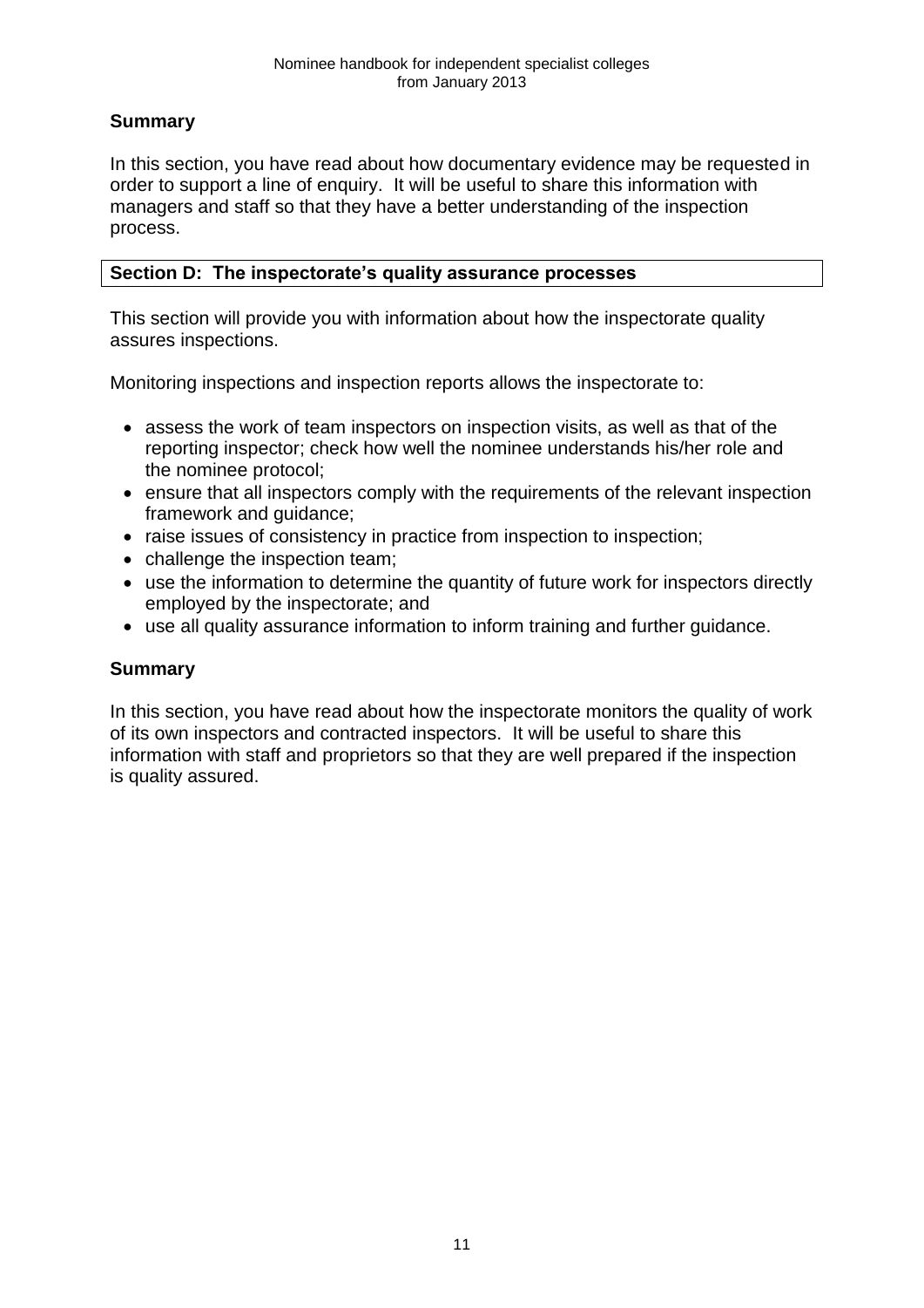### Summary

In this section, you have read about how documentary evidence may be requested in order to support a line of enquiry. It will be useful to share this information with managers and staff so that they have a better understanding of the inspection process.

## Section D: The inspectorate's quality assurance processes

This section will provide you with information about how the inspectorate quality assures inspections.

Monitoring inspections and inspection reports allows the inspectorate to:

- assess the work of team inspectors on inspection visits, as well as that of the reporting inspector; check how well the nominee understands his/her role and the nominee protocol;
- ensure that all inspectors comply with the requirements of the relevant inspection framework and guidance;
- raise issues of consistency in practice from inspection to inspection;
- challenge the inspection team;
- use the information to determine the quantity of future work for inspectors directly employed by the inspectorate; and
- use all quality assurance information to inform training and further guidance.

### Summary

In this section, you have read about how the inspectorate monitors the quality of work of its own inspectors and contracted inspectors. It will be useful to share this information with staff and proprietors so that they are well prepared if the inspection is quality assured.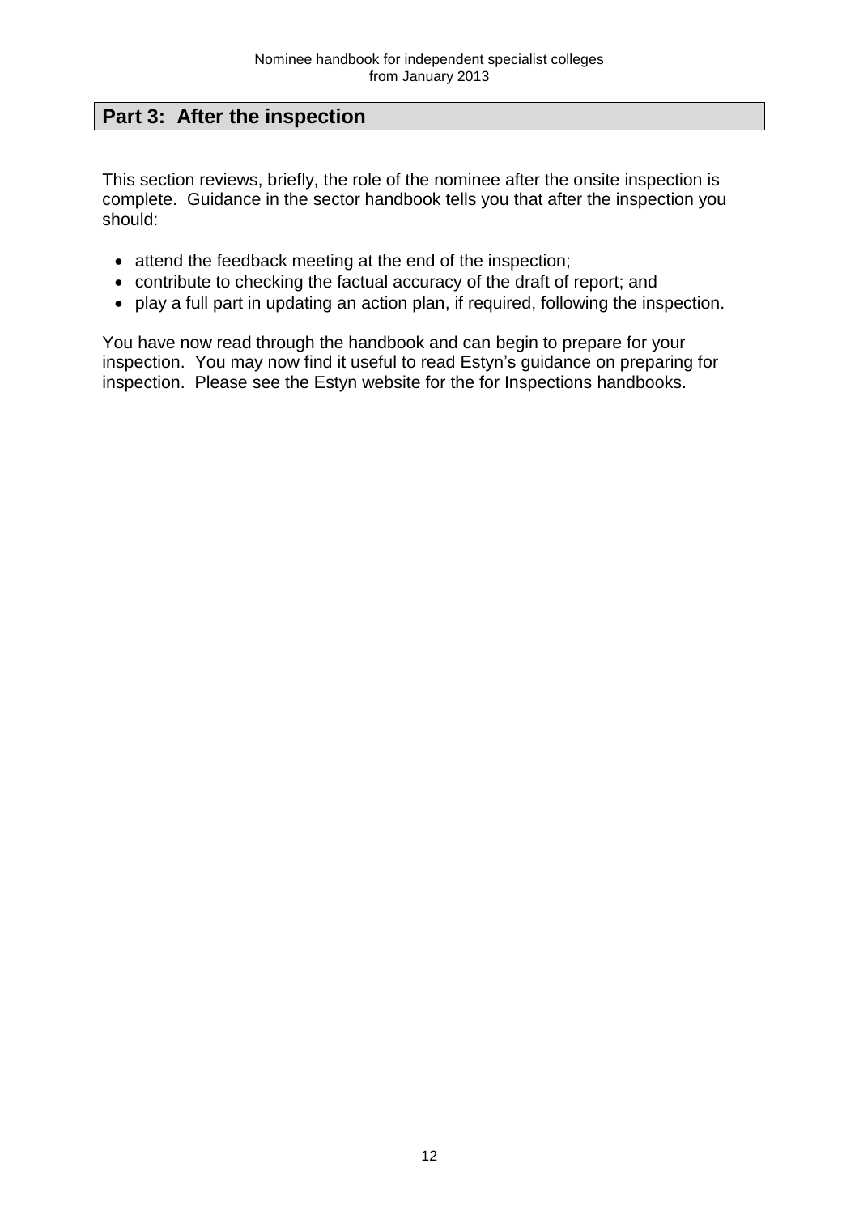## Part 3: After the inspection

This section reviews, briefly, the role of the nominee after the onsite inspection is complete. Guidance in the sector handbook tells you that after the inspection you should:

- attend the feedback meeting at the end of the inspection;
- contribute to checking the factual accuracy of the draft of report; and
- play a full part in updating an action plan, if required, following the inspection.

You have now read through the handbook and can begin to prepare for your inspection. You may now find it useful to read Estyn's guidance on preparing for inspection. Please see the Estyn website for the for Inspections handbooks.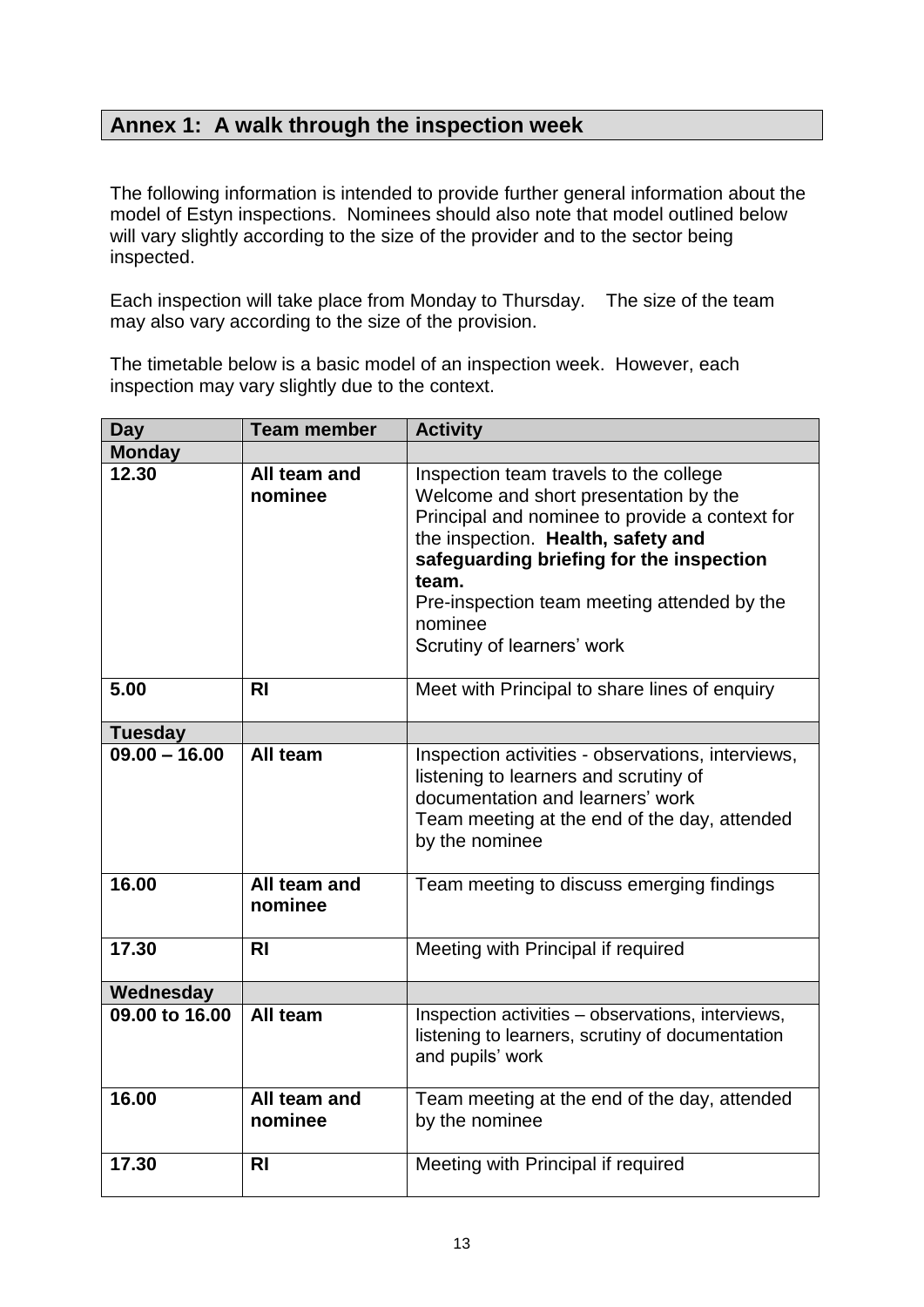## Annex 1: A walk through the inspection week

The following information is intended to provide further general information about the model of Estyn inspections. Nominees should also note that model outlined below will vary slightly according to the size of the provider and to the sector being inspected.

Each inspection will take place from Monday to Thursday. The size of the team may also vary according to the size of the provision.

The timetable below is a basic model of an inspection week. However, each inspection may vary slightly due to the context.

| Day | Team member | Activity |
|---|---|---|
| **Monday** | | |
| **12.30** | **All team and nominee** | Inspection team travels to the college<br>Welcome and short presentation by the Principal and nominee to provide a context for the inspection. **Health, safety and safeguarding briefing for the inspection team.**<br>Pre-inspection team meeting attended by the nominee<br>Scrutiny of learners' work |
| **5.00** | **RI** | Meet with Principal to share lines of enquiry |
| **Tuesday** | | |
| **09.00 – 16.00** | **All team** | Inspection activities - observations, interviews, listening to learners and scrutiny of documentation and learners' work<br>Team meeting at the end of the day, attended by the nominee |
| **16.00** | **All team and nominee** | Team meeting to discuss emerging findings |
| **17.30** | **RI** | Meeting with Principal if required |
| **Wednesday** | | |
| **09.00 to 16.00** | **All team** | Inspection activities – observations, interviews, listening to learners, scrutiny of documentation and pupils' work |
| **16.00** | **All team and nominee** | Team meeting at the end of the day, attended by the nominee |
| **17.30** | **RI** | Meeting with Principal if required |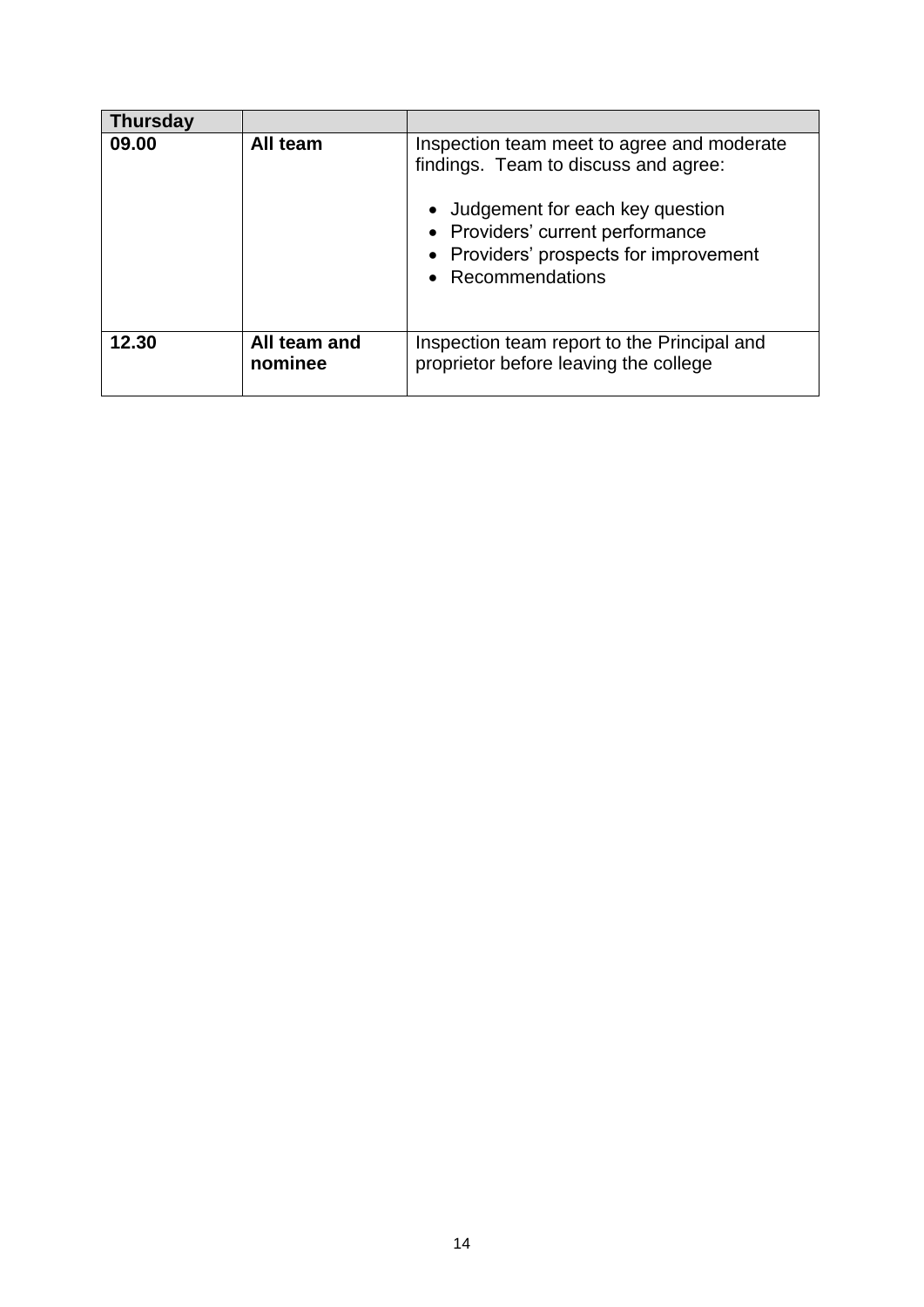| **Thursday** | | |
|---|---|---|
| **09.00** | **All team** | Inspection team meet to agree and moderate findings. Team to discuss and agree:<br><br>• Judgement for each key question<br>• Providers' current performance<br>• Providers' prospects for improvement<br>• Recommendations |
| **12.30** | **All team and nominee** | Inspection team report to the Principal and proprietor before leaving the college |